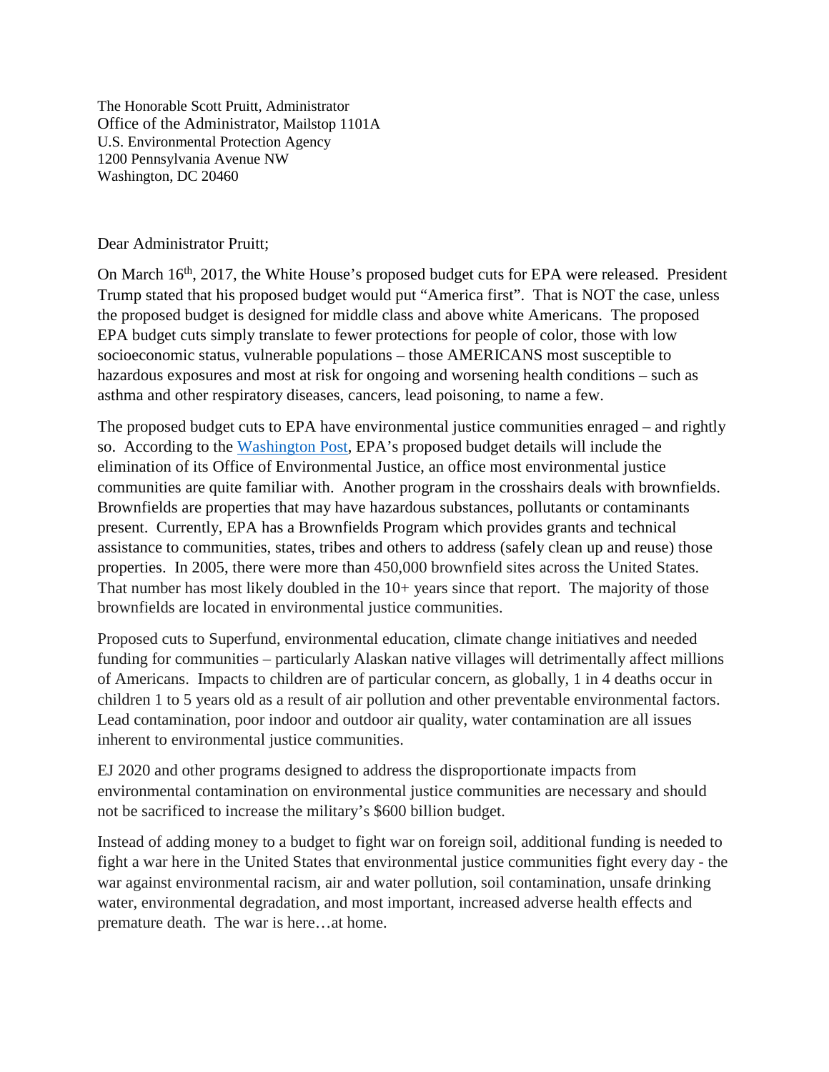The Honorable Scott Pruitt, Administrator
Office of the Administrator, Mailstop 1101A
U.S. Environmental Protection Agency
1200 Pennsylvania Avenue NW
Washington, DC 20460

Dear Administrator Pruitt;

On March 16th, 2017, the White House's proposed budget cuts for EPA were released. President Trump stated that his proposed budget would put "America first". That is NOT the case, unless the proposed budget is designed for middle class and above white Americans. The proposed EPA budget cuts simply translate to fewer protections for people of color, those with low socioeconomic status, vulnerable populations – those AMERICANS most susceptible to hazardous exposures and most at risk for ongoing and worsening health conditions – such as asthma and other respiratory diseases, cancers, lead poisoning, to name a few.

The proposed budget cuts to EPA have environmental justice communities enraged – and rightly so. According to the Washington Post, EPA's proposed budget details will include the elimination of its Office of Environmental Justice, an office most environmental justice communities are quite familiar with. Another program in the crosshairs deals with brownfields. Brownfields are properties that may have hazardous substances, pollutants or contaminants present. Currently, EPA has a Brownfields Program which provides grants and technical assistance to communities, states, tribes and others to address (safely clean up and reuse) those properties. In 2005, there were more than 450,000 brownfield sites across the United States. That number has most likely doubled in the 10+ years since that report. The majority of those brownfields are located in environmental justice communities.

Proposed cuts to Superfund, environmental education, climate change initiatives and needed funding for communities – particularly Alaskan native villages will detrimentally affect millions of Americans. Impacts to children are of particular concern, as globally, 1 in 4 deaths occur in children 1 to 5 years old as a result of air pollution and other preventable environmental factors. Lead contamination, poor indoor and outdoor air quality, water contamination are all issues inherent to environmental justice communities.

EJ 2020 and other programs designed to address the disproportionate impacts from environmental contamination on environmental justice communities are necessary and should not be sacrificed to increase the military's $600 billion budget.

Instead of adding money to a budget to fight war on foreign soil, additional funding is needed to fight a war here in the United States that environmental justice communities fight every day - the war against environmental racism, air and water pollution, soil contamination, unsafe drinking water, environmental degradation, and most important, increased adverse health effects and premature death. The war is here…at home.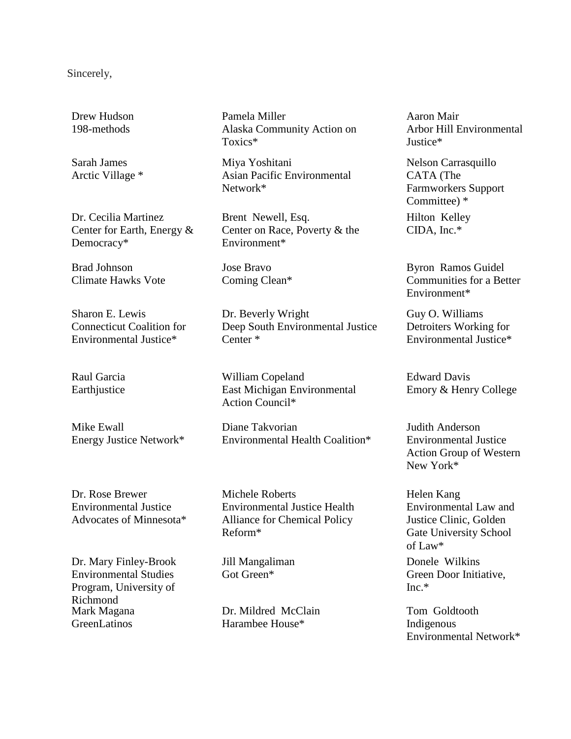Sincerely,

Drew Hudson
198-methods

Pamela Miller
Alaska Community Action on Toxics*

Aaron Mair
Arbor Hill Environmental Justice*

Sarah James
Arctic Village *

Miya Yoshitani
Asian Pacific Environmental Network*

Nelson Carrasquillo
CATA (The Farmworkers Support Committee) *

Dr. Cecilia Martinez
Center for Earth, Energy & Democracy*

Brent Newell, Esq.
Center on Race, Poverty & the Environment*

Hilton Kelley
CIDA, Inc.*

Brad Johnson
Climate Hawks Vote

Jose Bravo
Coming Clean*

Byron Ramos Guidel
Communities for a Better Environment*

Sharon E. Lewis
Connecticut Coalition for Environmental Justice*

Dr. Beverly Wright
Deep South Environmental Justice Center *

Guy O. Williams
Detroiters Working for Environmental Justice*

Raul Garcia
Earthjustice

William Copeland
East Michigan Environmental Action Council*

Edward Davis
Emory & Henry College

Mike Ewall
Energy Justice Network*

Diane Takvorian
Environmental Health Coalition*

Judith Anderson
Environmental Justice Action Group of Western New York*

Dr. Rose Brewer
Environmental Justice Advocates of Minnesota*

Michele Roberts
Environmental Justice Health Alliance for Chemical Policy Reform*

Helen Kang
Environmental Law and Justice Clinic, Golden Gate University School of Law*

Dr. Mary Finley-Brook
Environmental Studies Program, University of Richmond

Jill Mangaliman
Got Green*

Donele Wilkins
Green Door Initiative, Inc.*

Mark Magana
GreenLatinos

Dr. Mildred McClain
Harambee House*

Tom Goldtooth
Indigenous Environmental Network*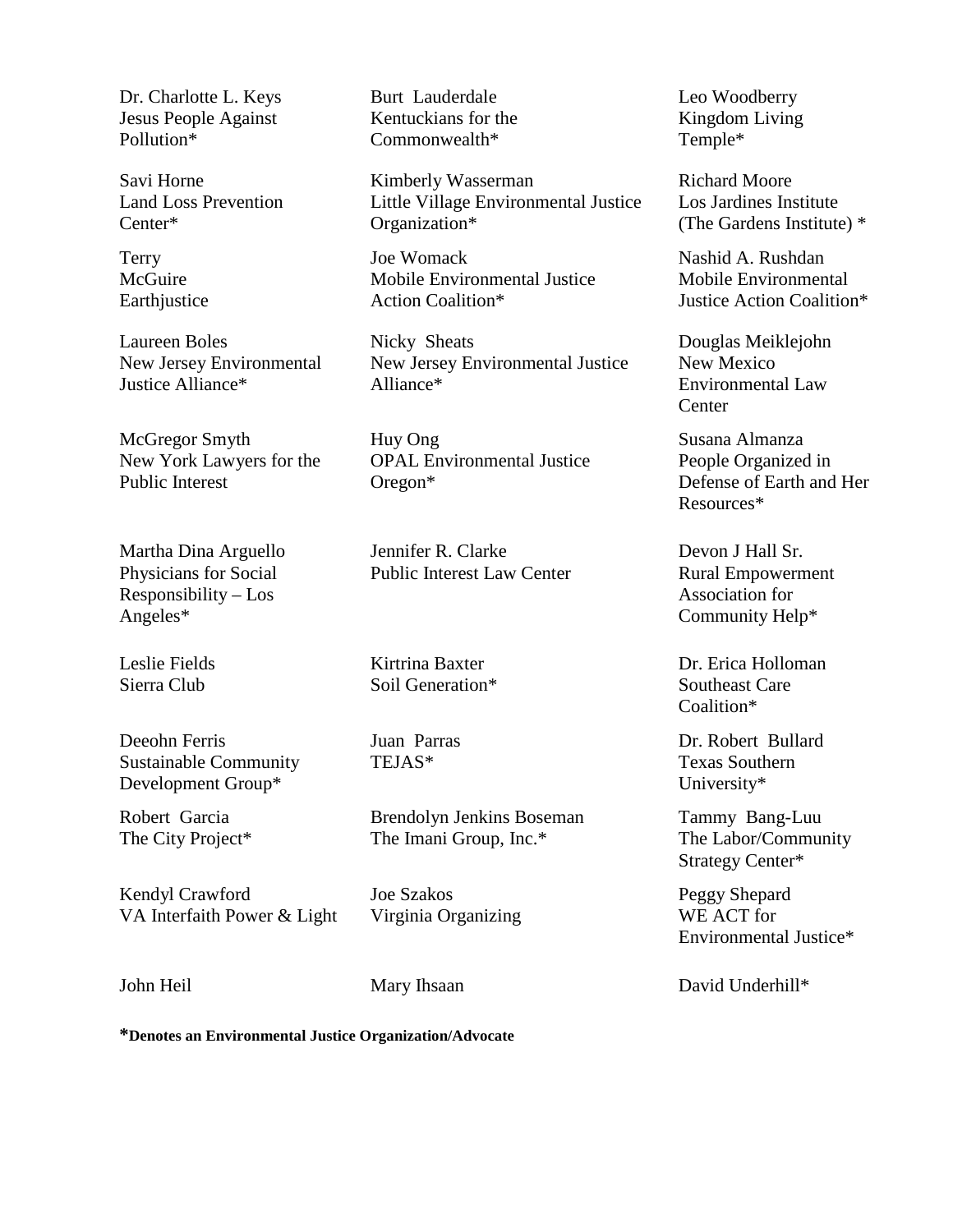Dr. Charlotte L. Keys
Jesus People Against Pollution*

Burt Lauderdale
Kentuckians for the Commonwealth*

Leo Woodberry
Kingdom Living Temple*

Savi Horne
Land Loss Prevention Center*

Kimberly Wasserman
Little Village Environmental Justice Organization*

Richard Moore
Los Jardines Institute (The Gardens Institute) *

Terry McGuire
Earthjustice

Joe Womack
Mobile Environmental Justice Action Coalition*

Nashid A. Rushdan
Mobile Environmental Justice Action Coalition*

Laureen Boles
New Jersey Environmental Justice Alliance*

Nicky Sheats
New Jersey Environmental Justice Alliance*

Douglas Meiklejohn
New Mexico Environmental Law Center

McGregor Smyth
New York Lawyers for the Public Interest

Huy Ong
OPAL Environmental Justice Oregon*

Susana Almanza
People Organized in Defense of Earth and Her Resources*

Martha Dina Arguello
Physicians for Social Responsibility – Los Angeles*

Jennifer R. Clarke
Public Interest Law Center

Devon J Hall Sr.
Rural Empowerment Association for Community Help*

Leslie Fields
Sierra Club

Kirtrina Baxter
Soil Generation*

Dr. Erica Holloman
Southeast Care Coalition*

Deeohn Ferris
Sustainable Community Development Group*

Juan Parras
TEJAS*

Dr. Robert Bullard
Texas Southern University*

Robert Garcia
The City Project*

Brendolyn Jenkins Boseman
The Imani Group, Inc.*

Tammy Bang-Luu
The Labor/Community Strategy Center*

Kendyl Crawford
VA Interfaith Power & Light

Joe Szakos
Virginia Organizing

Peggy Shepard
WE ACT for Environmental Justice*

John Heil

Mary Ihsaan

David Underhill*

**\*Denotes an Environmental Justice Organization/Advocate**